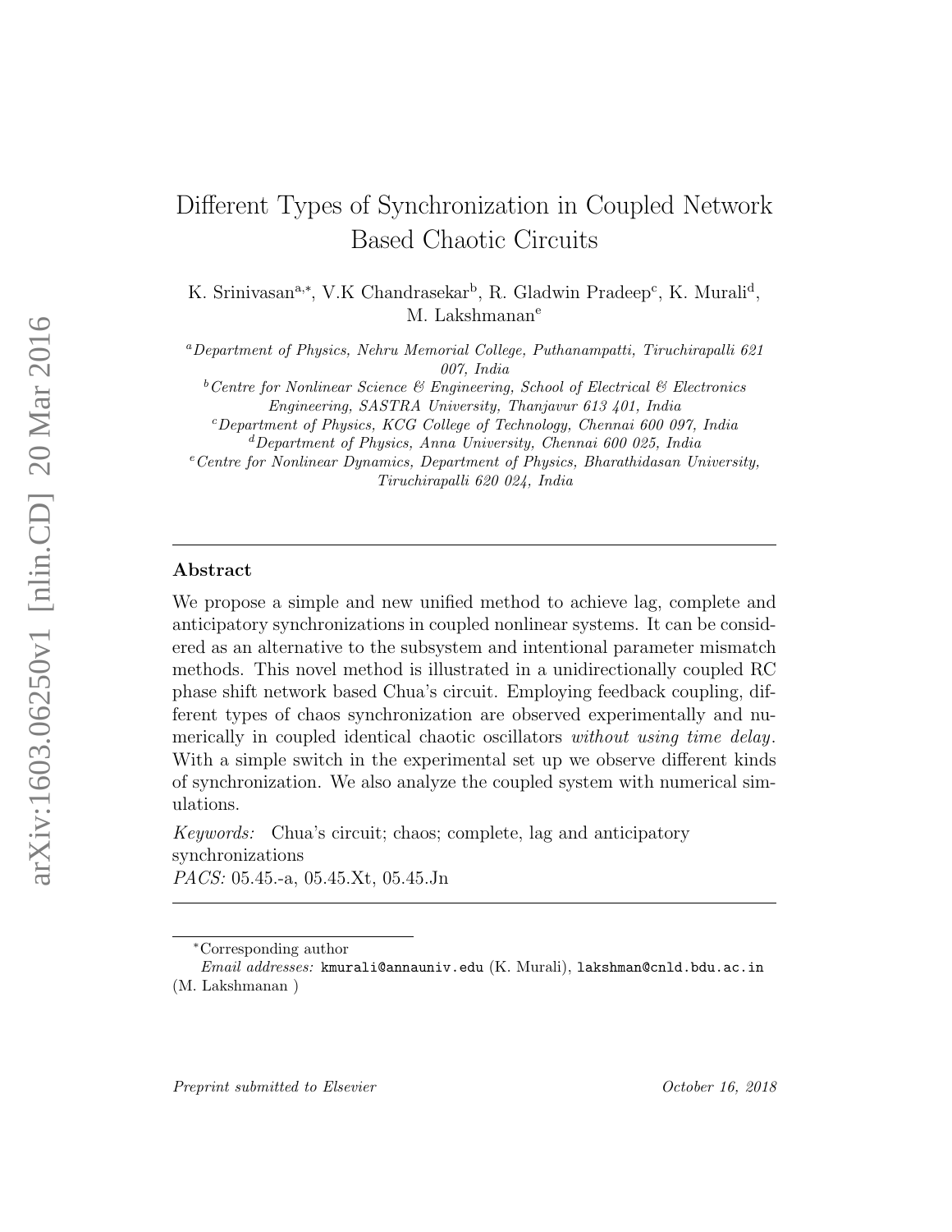# Different Types of Synchronization in Coupled Network Based Chaotic Circuits

K. Srinivasan[a,*], V.K Chandrasekar[b], R. Gladwin Pradeep[c], K. Murali[d], M. Lakshmanan[e]

[a] *Department of Physics, Nehru Memorial College, Puthanampatti, Tiruchirapalli 621 007, India*

[b] *Centre for Nonlinear Science & Engineering, School of Electrical & Electronics Engineering, SASTRA University, Thanjavur 613 401, India*

[c] *Department of Physics, KCG College of Technology, Chennai 600 097, India*

[d] *Department of Physics, Anna University, Chennai 600 025, India*

[e] *Centre for Nonlinear Dynamics, Department of Physics, Bharathidasan University, Tiruchirapalli 620 024, India*

## Abstract

We propose a simple and new unified method to achieve lag, complete and anticipatory synchronizations in coupled nonlinear systems. It can be considered as an alternative to the subsystem and intentional parameter mismatch methods. This novel method is illustrated in a unidirectionally coupled RC phase shift network based Chua's circuit. Employing feedback coupling, different types of chaos synchronization are observed experimentally and numerically in coupled identical chaotic oscillators *without using time delay*. With a simple switch in the experimental set up we observe different kinds of synchronization. We also analyze the coupled system with numerical simulations.

*Keywords:* Chua's circuit; chaos; complete, lag and anticipatory synchronizations

*PACS:* 05.45.-a, 05.45.Xt, 05.45.Jn

*Corresponding author

*Email addresses:* kmurali@annauniv.edu (K. Murali), lakshman@cnld.bdu.ac.in (M. Lakshmanan )

*Preprint submitted to Elsevier* *October 16, 2018*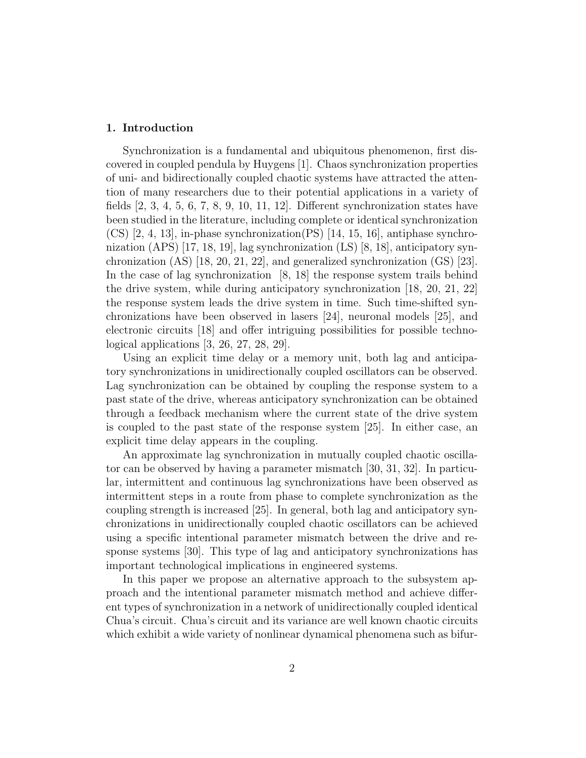## 1. Introduction

Synchronization is a fundamental and ubiquitous phenomenon, first discovered in coupled pendula by Huygens [1]. Chaos synchronization properties of uni- and bidirectionally coupled chaotic systems have attracted the attention of many researchers due to their potential applications in a variety of fields [2, 3, 4, 5, 6, 7, 8, 9, 10, 11, 12]. Different synchronization states have been studied in the literature, including complete or identical synchronization (CS) [2, 4, 13], in-phase synchronization(PS) [14, 15, 16], antiphase synchronization (APS) [17, 18, 19], lag synchronization (LS) [8, 18], anticipatory synchronization (AS) [18, 20, 21, 22], and generalized synchronization (GS) [23]. In the case of lag synchronization [8, 18] the response system trails behind the drive system, while during anticipatory synchronization [18, 20, 21, 22] the response system leads the drive system in time. Such time-shifted synchronizations have been observed in lasers [24], neuronal models [25], and electronic circuits [18] and offer intriguing possibilities for possible technological applications [3, 26, 27, 28, 29].

Using an explicit time delay or a memory unit, both lag and anticipatory synchronizations in unidirectionally coupled oscillators can be observed. Lag synchronization can be obtained by coupling the response system to a past state of the drive, whereas anticipatory synchronization can be obtained through a feedback mechanism where the current state of the drive system is coupled to the past state of the response system [25]. In either case, an explicit time delay appears in the coupling.

An approximate lag synchronization in mutually coupled chaotic oscillator can be observed by having a parameter mismatch [30, 31, 32]. In particular, intermittent and continuous lag synchronizations have been observed as intermittent steps in a route from phase to complete synchronization as the coupling strength is increased [25]. In general, both lag and anticipatory synchronizations in unidirectionally coupled chaotic oscillators can be achieved using a specific intentional parameter mismatch between the drive and response systems [30]. This type of lag and anticipatory synchronizations has important technological implications in engineered systems.

In this paper we propose an alternative approach to the subsystem approach and the intentional parameter mismatch method and achieve different types of synchronization in a network of unidirectionally coupled identical Chua's circuit. Chua's circuit and its variance are well known chaotic circuits which exhibit a wide variety of nonlinear dynamical phenomena such as bifur-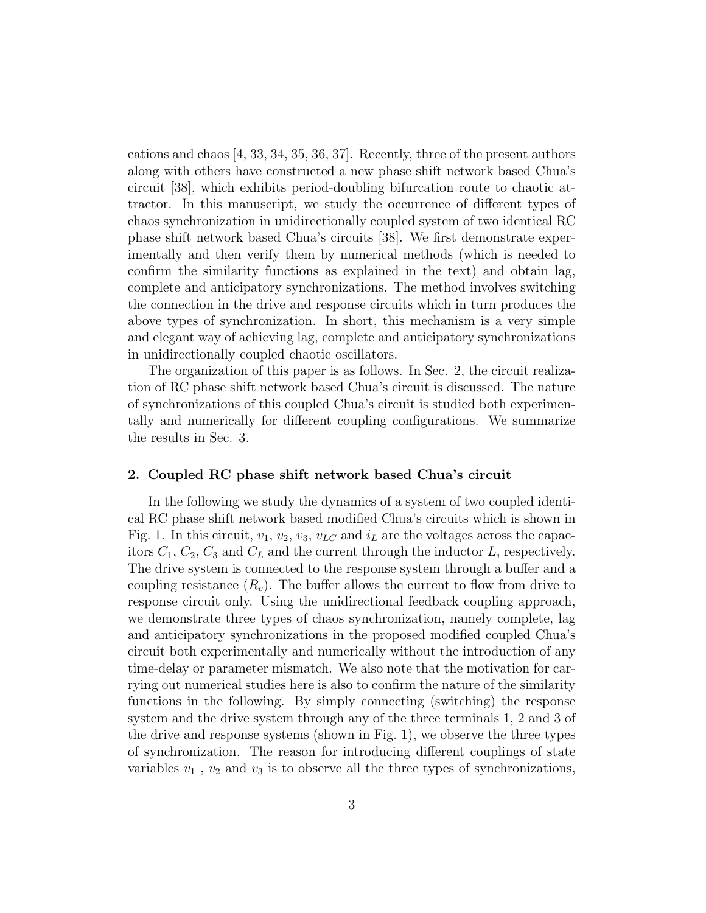cations and chaos [4, 33, 34, 35, 36, 37]. Recently, three of the present authors along with others have constructed a new phase shift network based Chua's circuit [38], which exhibits period-doubling bifurcation route to chaotic attractor. In this manuscript, we study the occurrence of different types of chaos synchronization in unidirectionally coupled system of two identical RC phase shift network based Chua's circuits [38]. We first demonstrate experimentally and then verify them by numerical methods (which is needed to confirm the similarity functions as explained in the text) and obtain lag, complete and anticipatory synchronizations. The method involves switching the connection in the drive and response circuits which in turn produces the above types of synchronization. In short, this mechanism is a very simple and elegant way of achieving lag, complete and anticipatory synchronizations in unidirectionally coupled chaotic oscillators.

The organization of this paper is as follows. In Sec. 2, the circuit realization of RC phase shift network based Chua's circuit is discussed. The nature of synchronizations of this coupled Chua's circuit is studied both experimentally and numerically for different coupling configurations. We summarize the results in Sec. 3.

## 2. Coupled RC phase shift network based Chua's circuit

In the following we study the dynamics of a system of two coupled identical RC phase shift network based modified Chua's circuits which is shown in Fig. 1. In this circuit, $v_1$, $v_2$, $v_3$, $v_{LC}$ and $i_L$ are the voltages across the capacitors $C_1$, $C_2$, $C_3$ and $C_L$ and the current through the inductor $L$, respectively. The drive system is connected to the response system through a buffer and a coupling resistance ($R_c$). The buffer allows the current to flow from drive to response circuit only. Using the unidirectional feedback coupling approach, we demonstrate three types of chaos synchronization, namely complete, lag and anticipatory synchronizations in the proposed modified coupled Chua's circuit both experimentally and numerically without the introduction of any time-delay or parameter mismatch. We also note that the motivation for carrying out numerical studies here is also to confirm the nature of the similarity functions in the following. By simply connecting (switching) the response system and the drive system through any of the three terminals 1, 2 and 3 of the drive and response systems (shown in Fig. 1), we observe the three types of synchronization. The reason for introducing different couplings of state variables $v_1$ , $v_2$ and $v_3$ is to observe all the three types of synchronizations,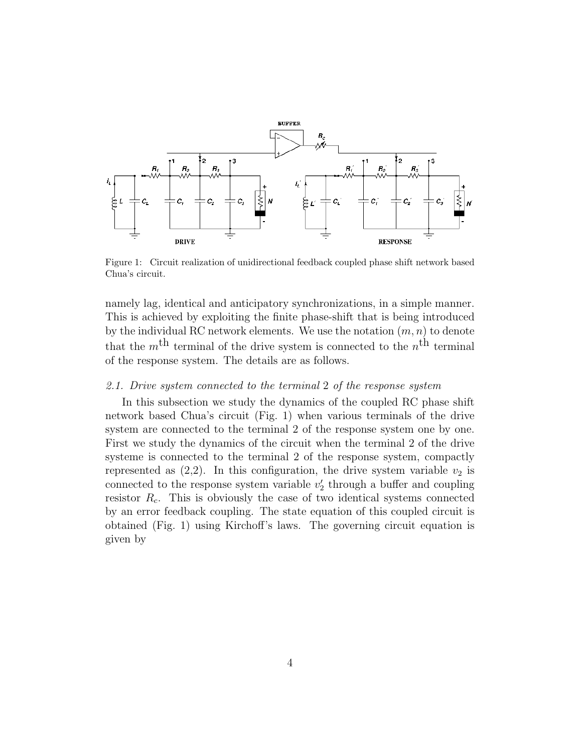Figure 1: Circuit realization of unidirectional feedback coupled phase shift network based Chua's circuit.

namely lag, identical and anticipatory synchronizations, in a simple manner. This is achieved by exploiting the finite phase-shift that is being introduced by the individual RC network elements. We use the notation $(m, n)$ to denote that the $m^{\text{th}}$ terminal of the drive system is connected to the $n^{\text{th}}$ terminal of the response system. The details are as follows.

### *2.1. Drive system connected to the terminal* 2 *of the response system*

In this subsection we study the dynamics of the coupled RC phase shift network based Chua's circuit (Fig. 1) when various terminals of the drive system are connected to the terminal 2 of the response system one by one. First we study the dynamics of the circuit when the terminal 2 of the drive systeme is connected to the terminal 2 of the response system, compactly represented as (2,2). In this configuration, the drive system variable $v_2$ is connected to the response system variable $v_2'$ through a buffer and coupling resistor $R_c$. This is obviously the case of two identical systems connected by an error feedback coupling. The state equation of this coupled circuit is obtained (Fig. 1) using Kirchoff's laws. The governing circuit equation is given by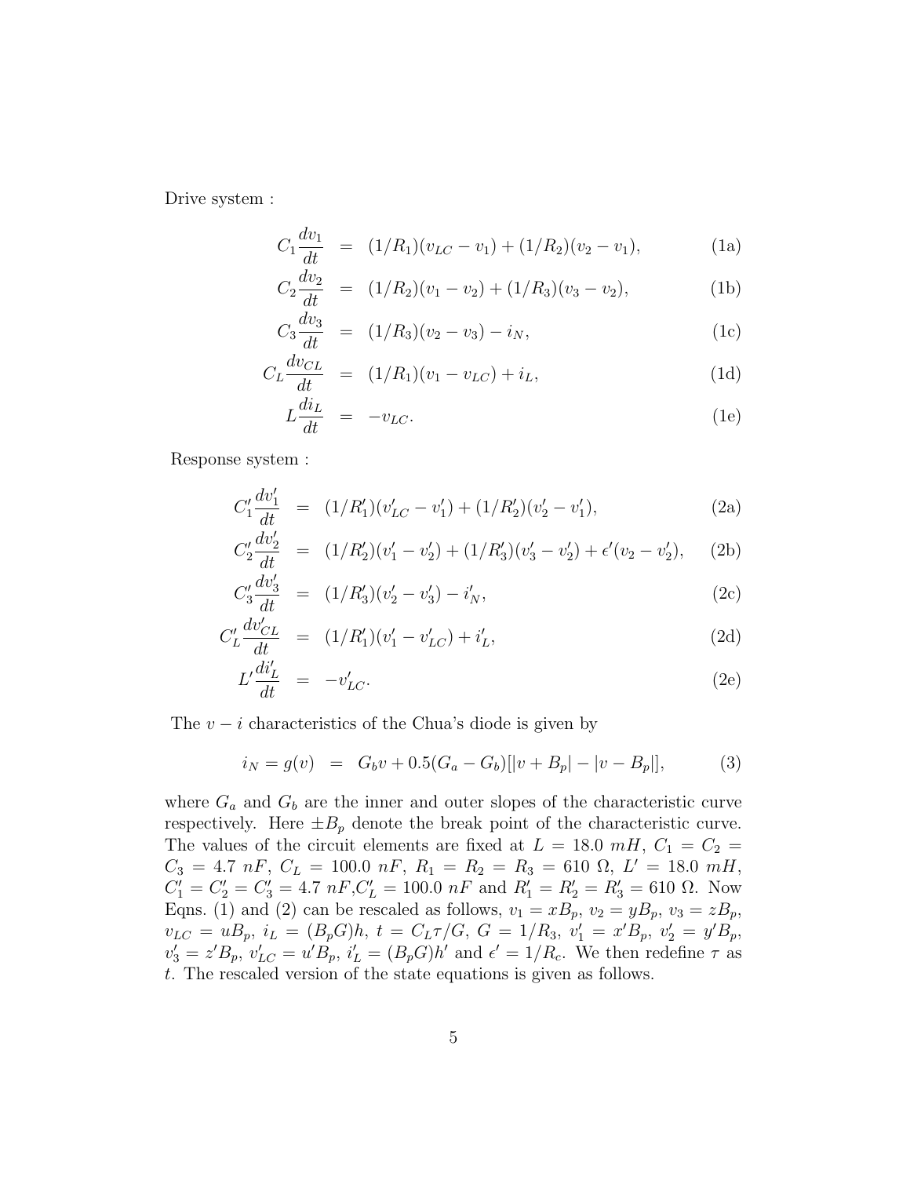Drive system :

$$
\begin{aligned}
C_1 \frac{dv_1}{dt} &= (1/R_1)(v_{LC} - v_1) + (1/R_2)(v_2 - v_1), &\text{(1a)}\\
C_2 \frac{dv_2}{dt} &= (1/R_2)(v_1 - v_2) + (1/R_3)(v_3 - v_2), &\text{(1b)}\\
C_3 \frac{dv_3}{dt} &= (1/R_3)(v_2 - v_3) - i_N, &\text{(1c)}\\
C_L \frac{dv_{CL}}{dt} &= (1/R_1)(v_1 - v_{LC}) + i_L, &\text{(1d)}\\
L \frac{di_L}{dt} &= -v_{LC}. &\text{(1e)}
\end{aligned}
$$

Response system :

$$
\begin{aligned}
C'_1 \frac{dv'_1}{dt} &= (1/R'_1)(v'_{LC} - v'_1) + (1/R'_2)(v'_2 - v'_1), &\text{(2a)}\\
C'_2 \frac{dv'_2}{dt} &= (1/R'_2)(v'_1 - v'_2) + (1/R'_3)(v'_3 - v'_2) + \epsilon'(v_2 - v'_2), &\text{(2b)}\\
C'_3 \frac{dv'_3}{dt} &= (1/R'_3)(v'_2 - v'_3) - i'_N, &\text{(2c)}\\
C'_L \frac{dv'_{CL}}{dt} &= (1/R'_1)(v'_1 - v'_{LC}) + i'_L, &\text{(2d)}\\
L' \frac{di'_L}{dt} &= -v'_{LC}. &\text{(2e)}
\end{aligned}
$$

The $v - i$ characteristics of the Chua's diode is given by

$$
i_N = g(v) = G_b v + 0.5(G_a - G_b)[|v + B_p| - |v - B_p|], \qquad (3)
$$

where $G_a$ and $G_b$ are the inner and outer slopes of the characteristic curve respectively. Here $\pm B_p$ denote the break point of the characteristic curve. The values of the circuit elements are fixed at $L = 18.0\ mH$, $C_1 = C_2 = C_3 = 4.7\ nF$, $C_L = 100.0\ nF$, $R_1 = R_2 = R_3 = 610\ \Omega$, $L' = 18.0\ mH$, $C'_1 = C'_2 = C'_3 = 4.7\ nF$, $C'_L = 100.0\ nF$ and $R'_1 = R'_2 = R'_3 = 610\ \Omega$. Now Eqns. (1) and (2) can be rescaled as follows, $v_1 = xB_p$, $v_2 = yB_p$, $v_3 = zB_p$, $v_{LC} = uB_p$, $i_L = (B_pG)h$, $t = C_L\tau/G$, $G = 1/R_3$, $v'_1 = x'B_p$, $v'_2 = y'B_p$, $v'_3 = z'B_p$, $v'_{LC} = u'B_p$, $i'_L = (B_pG)h'$ and $\epsilon' = 1/R_c$. We then redefine $\tau$ as $t$. The rescaled version of the state equations is given as follows.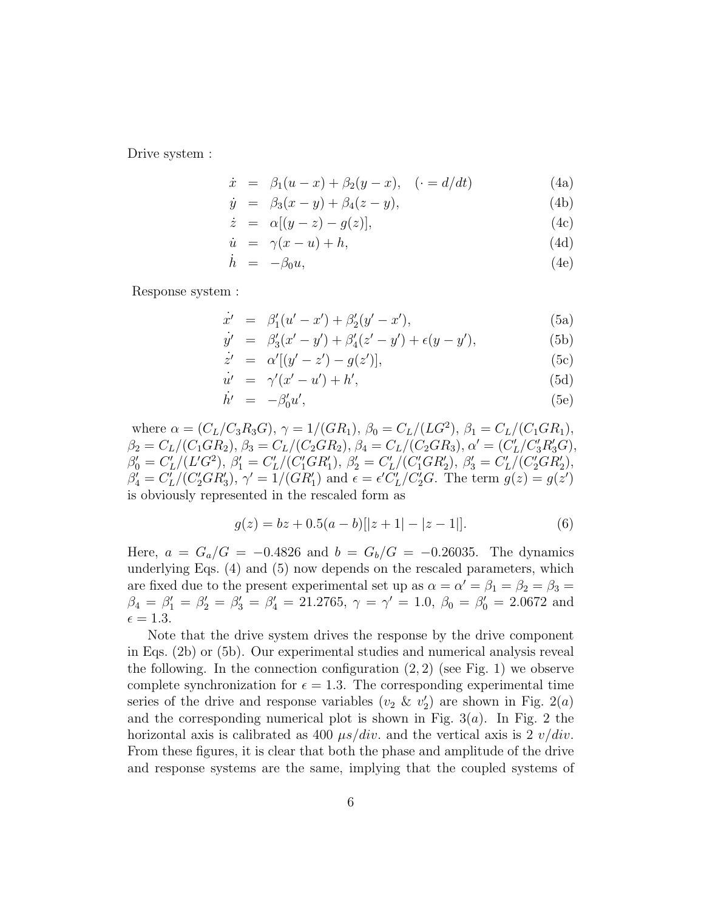Drive system :

$$
\begin{aligned}
\dot{x} &= \beta_1(u-x)+\beta_2(y-x), \quad (\cdot = d/dt) && \text{(4a)}\\
\dot{y} &= \beta_3(x-y)+\beta_4(z-y), && \text{(4b)}\\
\dot{z} &= \alpha[(y-z)-g(z)], && \text{(4c)}\\
\dot{u} &= \gamma(x-u)+h, && \text{(4d)}\\
\dot{h} &= -\beta_0 u, && \text{(4e)}
\end{aligned}
$$

Response system :

$$
\begin{aligned}
\dot{x'} &= \beta_1'(u'-x')+\beta_2'(y'-x'), && \text{(5a)}\\
\dot{y'} &= \beta_3'(x'-y')+\beta_4'(z'-y')+\epsilon(y-y'), && \text{(5b)}\\
\dot{z'} &= \alpha'[(y'-z')-g(z')], && \text{(5c)}\\
\dot{u'} &= \gamma'(x'-u')+h', && \text{(5d)}\\
\dot{h'} &= -\beta_0' u', && \text{(5e)}
\end{aligned}
$$

where $\alpha = (C_L/C_3R_3G)$, $\gamma = 1/(GR_1)$, $\beta_0 = C_L/(LG^2)$, $\beta_1 = C_L/(C_1GR_1)$, $\beta_2 = C_L/(C_1GR_2)$, $\beta_3 = C_L/(C_2GR_2)$, $\beta_4 = C_L/(C_2GR_3)$, $\alpha' = (C_L'/C_3'R_3'G)$, $\beta_0' = C_L'/(L'G^2)$, $\beta_1' = C_L'/(C_1'GR_1')$, $\beta_2' = C_L'/(C_1'GR_2')$, $\beta_3' = C_L'/(C_2'GR_2')$, $\beta_4' = C_L'/(C_2'GR_3')$, $\gamma' = 1/(GR_1')$ and $\epsilon = \epsilon' C_L'/C_2'G$. The term $g(z) = g(z')$ is obviously represented in the rescaled form as

$$
g(z) = bz + 0.5(a-b)[|z+1| - |z-1|]. \tag{6}
$$

Here, $a = G_a/G = -0.4826$ and $b = G_b/G = -0.26035$. The dynamics underlying Eqs. (4) and (5) now depends on the rescaled parameters, which are fixed due to the present experimental set up as $\alpha = \alpha' = \beta_1 = \beta_2 = \beta_3 = \beta_4 = \beta_1' = \beta_2' = \beta_3' = \beta_4' = 21.2765$, $\gamma = \gamma' = 1.0$, $\beta_0 = \beta_0' = 2.0672$ and $\epsilon = 1.3$.

Note that the drive system drives the response by the drive component in Eqs. (2b) or (5b). Our experimental studies and numerical analysis reveal the following. In the connection configuration $(2,2)$ (see Fig. 1) we observe complete synchronization for $\epsilon = 1.3$. The corresponding experimental time series of the drive and response variables ($v_2$ & $v_2'$) are shown in Fig. 2$(a)$ and the corresponding numerical plot is shown in Fig. 3$(a)$. In Fig. 2 the horizontal axis is calibrated as 400 $\mu s/div.$ and the vertical axis is 2 $v/div.$ From these figures, it is clear that both the phase and amplitude of the drive and response systems are the same, implying that the coupled systems of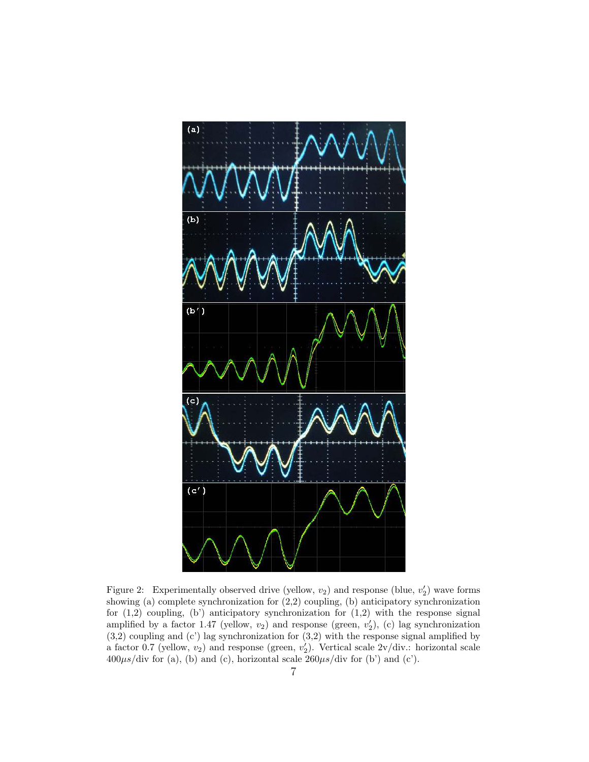Figure 2: Experimentally observed drive (yellow, $v_2$) and response (blue, $v_2'$) wave forms showing (a) complete synchronization for (2,2) coupling, (b) anticipatory synchronization for (1,2) coupling, (b') anticipatory synchronization for (1,2) with the response signal amplified by a factor 1.47 (yellow, $v_2$) and response (green, $v_2'$), (c) lag synchronization (3,2) coupling and (c') lag synchronization for (3,2) with the response signal amplified by a factor 0.7 (yellow, $v_2$) and response (green, $v_2'$). Vertical scale 2v/div.: horizontal scale $400\mu s$/div for (a), (b) and (c), horizontal scale $260\mu s$/div for (b') and (c').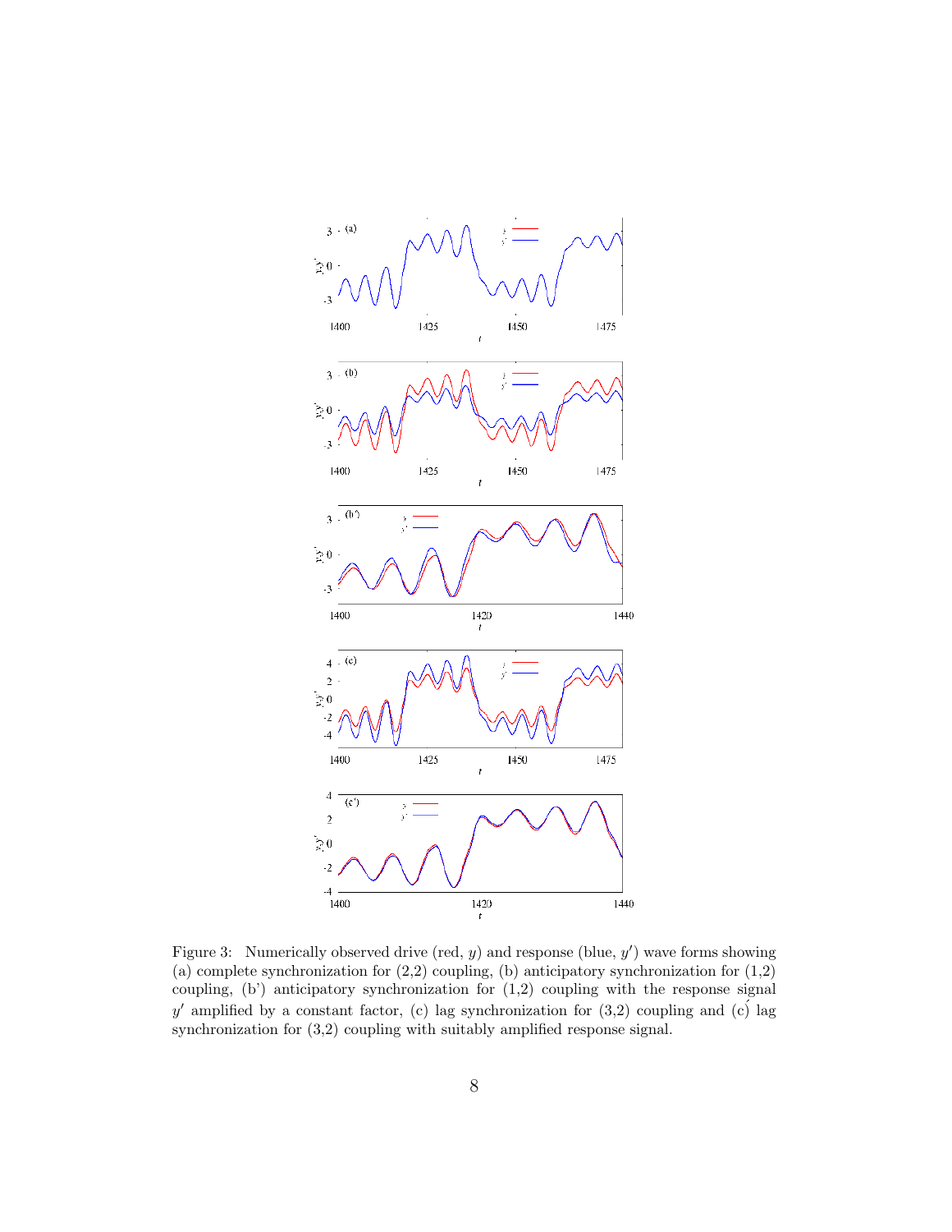Figure 3: Numerically observed drive (red, $y$) and response (blue, $y'$) wave forms showing (a) complete synchronization for (2,2) coupling, (b) anticipatory synchronization for (1,2) coupling, (b') anticipatory synchronization for (1,2) coupling with the response signal $y'$ amplified by a constant factor, (c) lag synchronization for (3,2) coupling and (ć) lag synchronization for (3,2) coupling with suitably amplified response signal.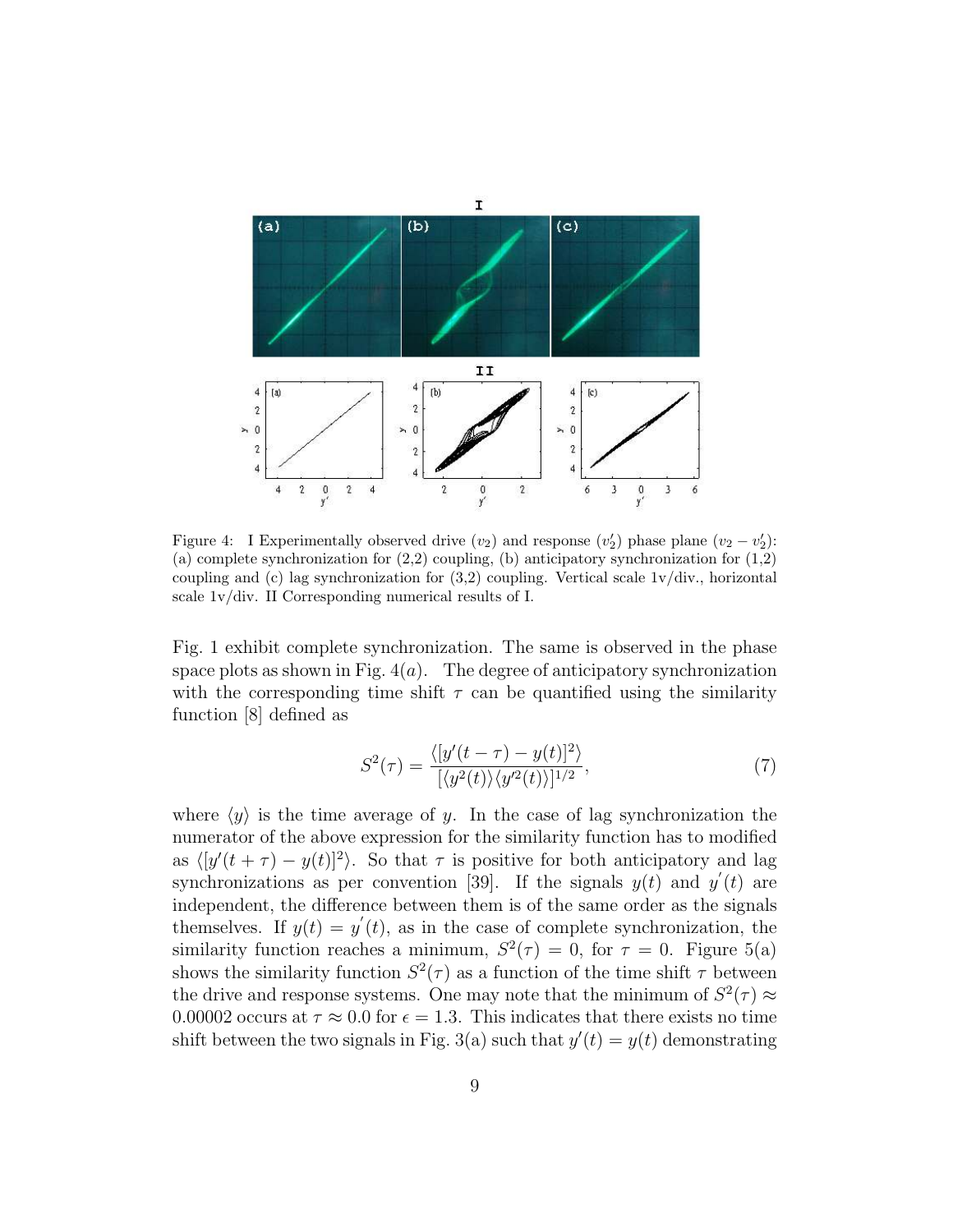Figure 4: I Experimentally observed drive ($v_2$) and response ($v_2'$) phase plane ($v_2 - v_2'$): (a) complete synchronization for (2,2) coupling, (b) anticipatory synchronization for (1,2) coupling and (c) lag synchronization for (3,2) coupling. Vertical scale 1v/div., horizontal scale 1v/div. II Corresponding numerical results of I.

Fig. 1 exhibit complete synchronization. The same is observed in the phase space plots as shown in Fig. 4($a$). The degree of anticipatory synchronization with the corresponding time shift $\tau$ can be quantified using the similarity function [8] defined as

$$S^2(\tau) = \frac{\langle [y'(t-\tau) - y(t)]^2 \rangle}{[\langle y^2(t) \rangle \langle y'^2(t) \rangle]^{1/2}}, \tag{7}$$

where $\langle y \rangle$ is the time average of $y$. In the case of lag synchronization the numerator of the above expression for the similarity function has to modified as $\langle [y'(t+\tau) - y(t)]^2 \rangle$. So that $\tau$ is positive for both anticipatory and lag synchronizations as per convention [39]. If the signals $y(t)$ and $y'(t)$ are independent, the difference between them is of the same order as the signals themselves. If $y(t) = y'(t)$, as in the case of complete synchronization, the similarity function reaches a minimum, $S^2(\tau) = 0$, for $\tau = 0$. Figure 5(a) shows the similarity function $S^2(\tau)$ as a function of the time shift $\tau$ between the drive and response systems. One may note that the minimum of $S^2(\tau) \approx 0.00002$ occurs at $\tau \approx 0.0$ for $\epsilon = 1.3$. This indicates that there exists no time shift between the two signals in Fig. 3(a) such that $y'(t) = y(t)$ demonstrating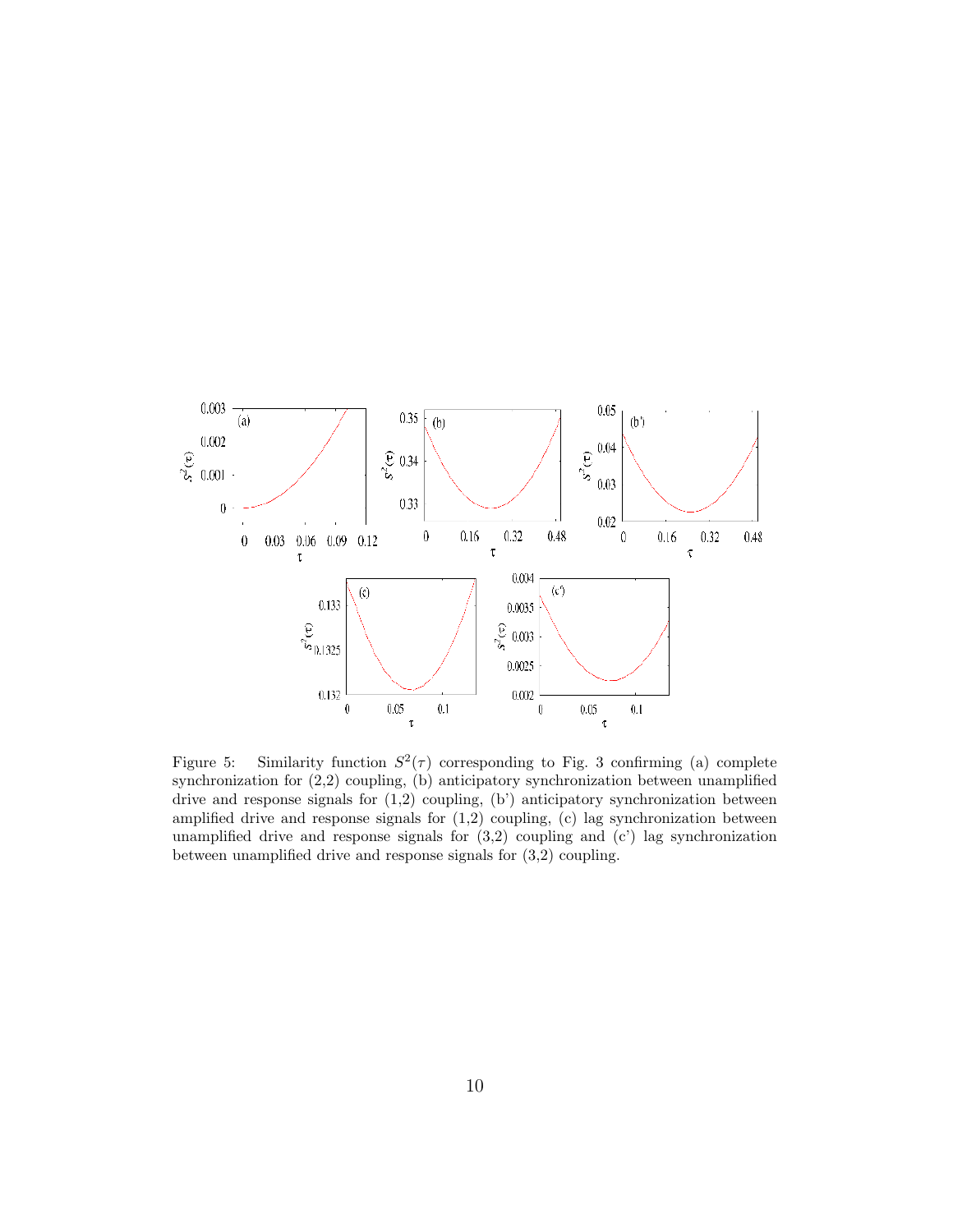Figure 5: Similarity function $S^2(\tau)$ corresponding to Fig. 3 confirming (a) complete synchronization for (2,2) coupling, (b) anticipatory synchronization between unamplified drive and response signals for (1,2) coupling, (b') anticipatory synchronization between amplified drive and response signals for (1,2) coupling, (c) lag synchronization between unamplified drive and response signals for (3,2) coupling and (c') lag synchronization between unamplified drive and response signals for (3,2) coupling.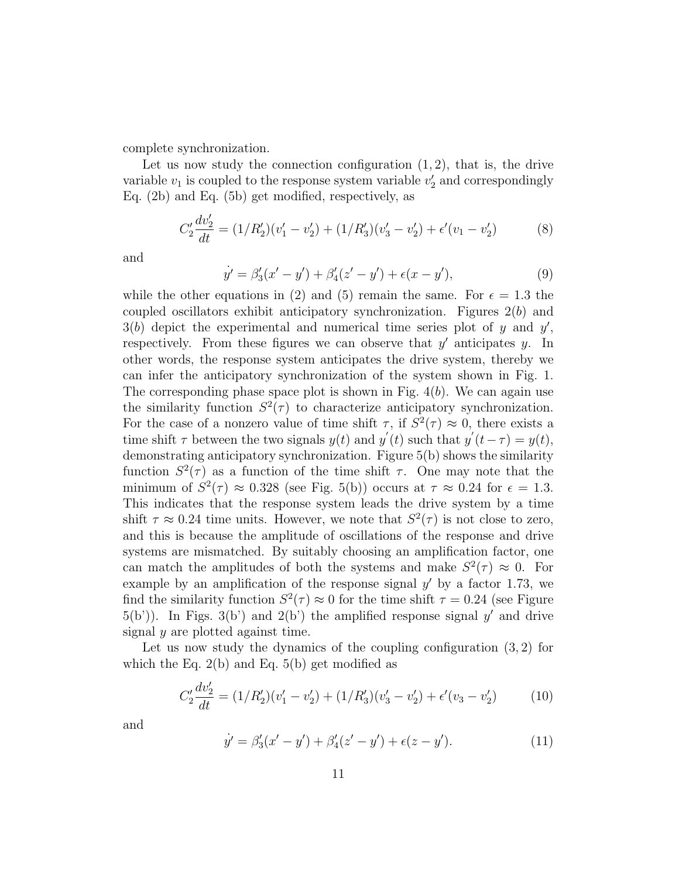complete synchronization.

Let us now study the connection configuration $(1, 2)$, that is, the drive variable $v_1$ is coupled to the response system variable $v_2'$ and correspondingly Eq. (2b) and Eq. (5b) get modified, respectively, as

$$C_2' \frac{dv_2'}{dt} = (1/R_2')(v_1' - v_2') + (1/R_3')(v_3' - v_2') + \epsilon'(v_1 - v_2') \tag{8}$$

and

$$\dot{y'} = \beta_3'(x' - y') + \beta_4'(z' - y') + \epsilon(x - y'), \tag{9}$$

while the other equations in (2) and (5) remain the same. For $\epsilon = 1.3$ the coupled oscillators exhibit anticipatory synchronization. Figures 2$(b)$ and 3$(b)$ depict the experimental and numerical time series plot of $y$ and $y'$, respectively. From these figures we can observe that $y'$ anticipates $y$. In other words, the response system anticipates the drive system, thereby we can infer the anticipatory synchronization of the system shown in Fig. 1. The corresponding phase space plot is shown in Fig. 4$(b)$. We can again use the similarity function $S^2(\tau)$ to characterize anticipatory synchronization. For the case of a nonzero value of time shift $\tau$, if $S^2(\tau) \approx 0$, there exists a time shift $\tau$ between the two signals $y(t)$ and $y'(t)$ such that $y'(t-\tau) = y(t)$, demonstrating anticipatory synchronization. Figure 5(b) shows the similarity function $S^2(\tau)$ as a function of the time shift $\tau$. One may note that the minimum of $S^2(\tau) \approx 0.328$ (see Fig. 5(b)) occurs at $\tau \approx 0.24$ for $\epsilon = 1.3$. This indicates that the response system leads the drive system by a time shift $\tau \approx 0.24$ time units. However, we note that $S^2(\tau)$ is not close to zero, and this is because the amplitude of oscillations of the response and drive systems are mismatched. By suitably choosing an amplification factor, one can match the amplitudes of both the systems and make $S^2(\tau) \approx 0$. For example by an amplification of the response signal $y'$ by a factor 1.73, we find the similarity function $S^2(\tau) \approx 0$ for the time shift $\tau = 0.24$ (see Figure 5(b')). In Figs. 3(b') and 2(b') the amplified response signal $y'$ and drive signal $y$ are plotted against time.

Let us now study the dynamics of the coupling configuration $(3, 2)$ for which the Eq. 2(b) and Eq. 5(b) get modified as

$$C_2' \frac{dv_2'}{dt} = (1/R_2')(v_1' - v_2') + (1/R_3')(v_3' - v_2') + \epsilon'(v_3 - v_2') \tag{10}$$

and

$$\dot{y'} = \beta_3'(x' - y') + \beta_4'(z' - y') + \epsilon(z - y'). \tag{11}$$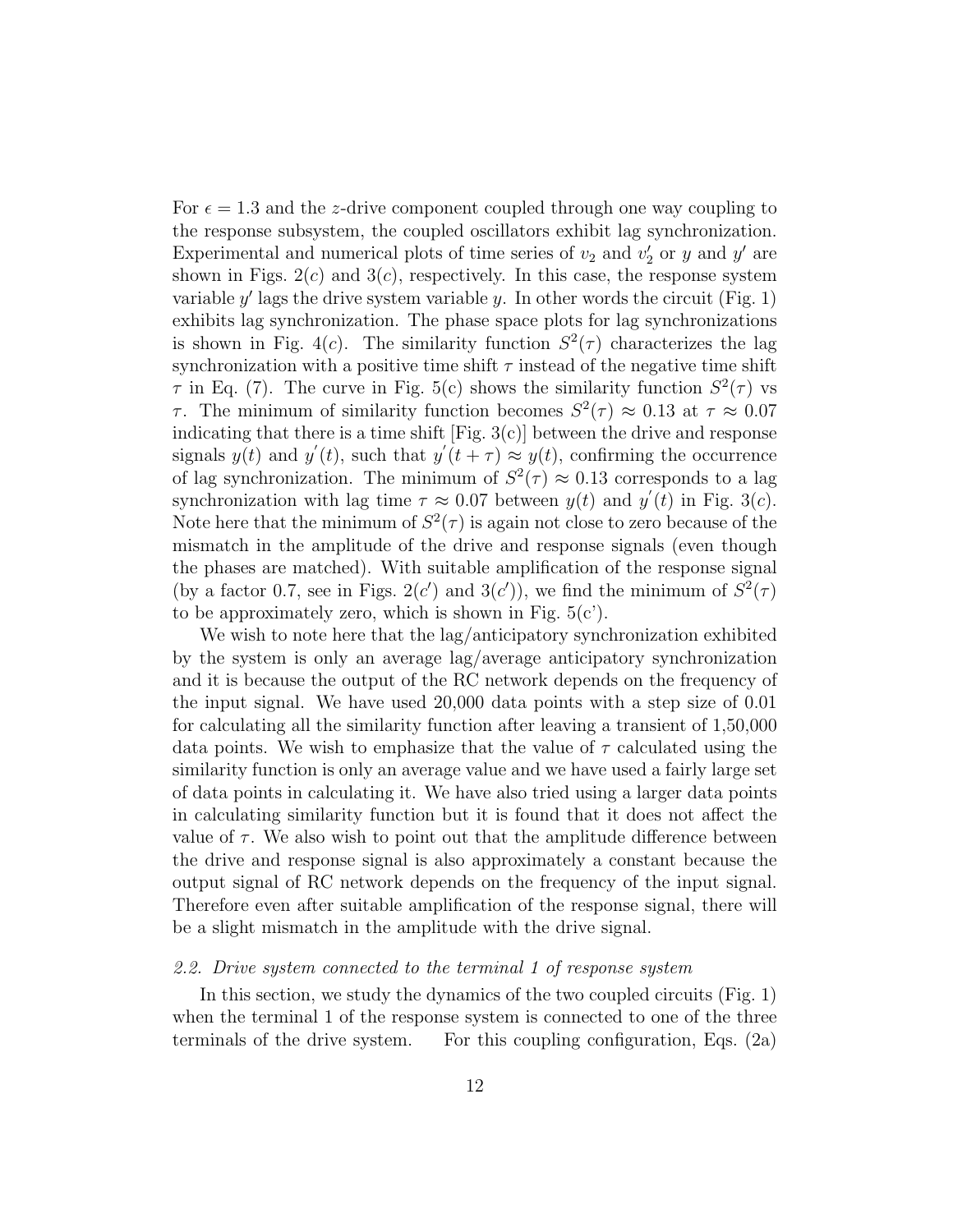For $\epsilon = 1.3$ and the $z$-drive component coupled through one way coupling to the response subsystem, the coupled oscillators exhibit lag synchronization. Experimental and numerical plots of time series of $v_2$ and $v_2'$ or $y$ and $y'$ are shown in Figs. $2(c)$ and $3(c)$, respectively. In this case, the response system variable $y'$ lags the drive system variable $y$. In other words the circuit (Fig. 1) exhibits lag synchronization. The phase space plots for lag synchronizations is shown in Fig. $4(c)$. The similarity function $S^2(\tau)$ characterizes the lag synchronization with a positive time shift $\tau$ instead of the negative time shift $\tau$ in Eq. (7). The curve in Fig. 5(c) shows the similarity function $S^2(\tau)$ vs $\tau$. The minimum of similarity function becomes $S^2(\tau) \approx 0.13$ at $\tau \approx 0.07$ indicating that there is a time shift [Fig. 3(c)] between the drive and response signals $y(t)$ and $y^{'}(t)$, such that $y^{'}(t+\tau) \approx y(t)$, confirming the occurrence of lag synchronization. The minimum of $S^2(\tau) \approx 0.13$ corresponds to a lag synchronization with lag time $\tau \approx 0.07$ between $y(t)$ and $y^{'}(t)$ in Fig. $3(c)$. Note here that the minimum of $S^2(\tau)$ is again not close to zero because of the mismatch in the amplitude of the drive and response signals (even though the phases are matched). With suitable amplification of the response signal (by a factor 0.7, see in Figs. $2(c')$ and $3(c')$), we find the minimum of $S^2(\tau)$ to be approximately zero, which is shown in Fig. 5(c').

We wish to note here that the lag/anticipatory synchronization exhibited by the system is only an average lag/average anticipatory synchronization and it is because the output of the RC network depends on the frequency of the input signal. We have used 20,000 data points with a step size of 0.01 for calculating all the similarity function after leaving a transient of 1,50,000 data points. We wish to emphasize that the value of $\tau$ calculated using the similarity function is only an average value and we have used a fairly large set of data points in calculating it. We have also tried using a larger data points in calculating similarity function but it is found that it does not affect the value of $\tau$. We also wish to point out that the amplitude difference between the drive and response signal is also approximately a constant because the output signal of RC network depends on the frequency of the input signal. Therefore even after suitable amplification of the response signal, there will be a slight mismatch in the amplitude with the drive signal.

### *2.2. Drive system connected to the terminal 1 of response system*

In this section, we study the dynamics of the two coupled circuits (Fig. 1) when the terminal 1 of the response system is connected to one of the three terminals of the drive system. For this coupling configuration, Eqs. (2a)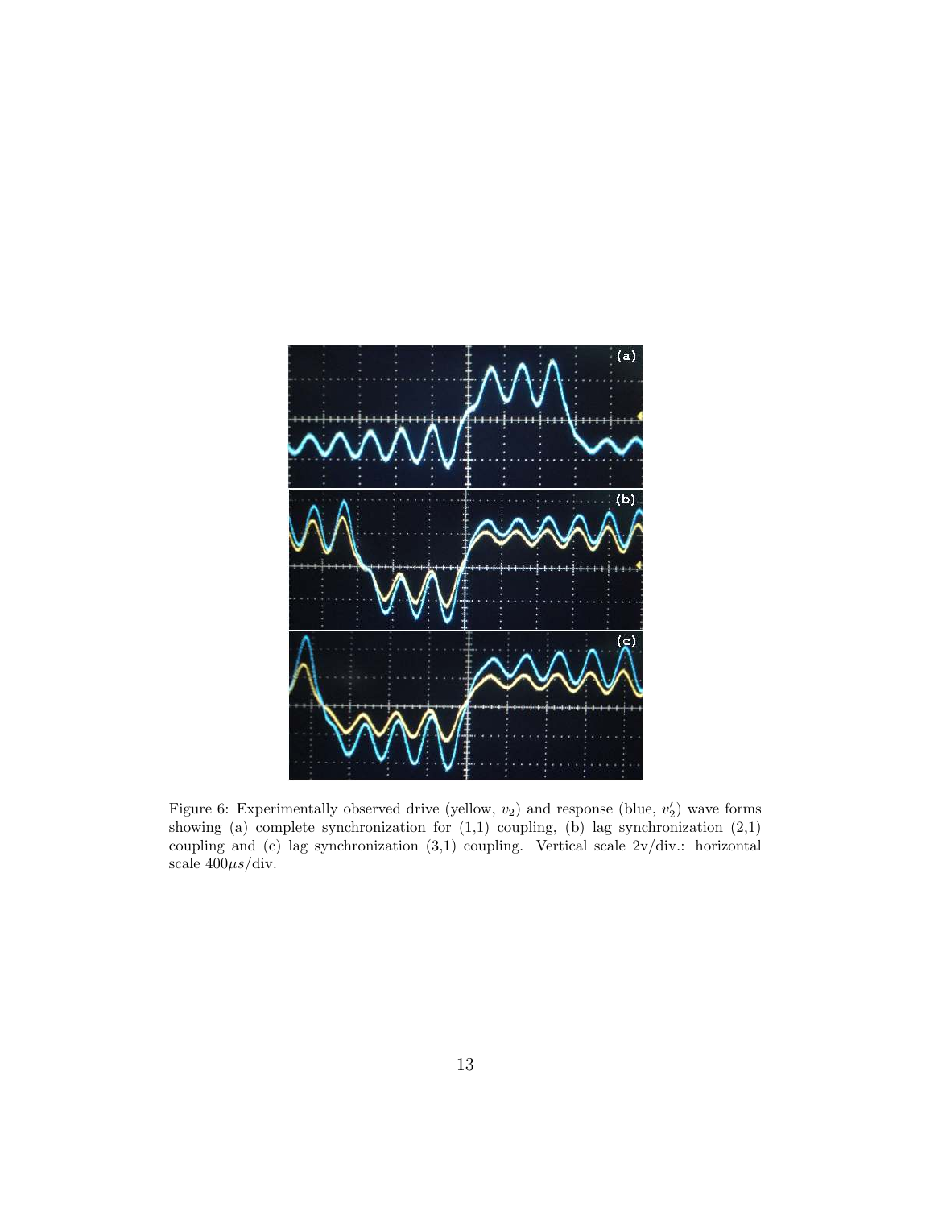Figure 6: Experimentally observed drive (yellow, $v_2$) and response (blue, $v_2'$) wave forms showing (a) complete synchronization for (1,1) coupling, (b) lag synchronization (2,1) coupling and (c) lag synchronization (3,1) coupling. Vertical scale 2v/div.: horizontal scale $400\mu s$/div.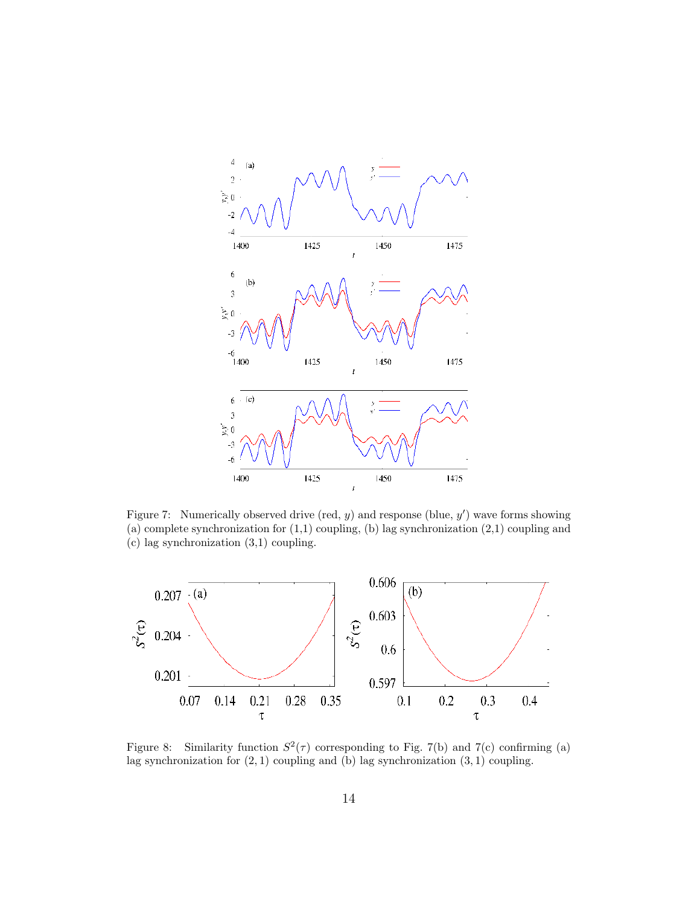Figure 7: Numerically observed drive (red, $y$) and response (blue, $y'$) wave forms showing (a) complete synchronization for (1,1) coupling, (b) lag synchronization (2,1) coupling and (c) lag synchronization (3,1) coupling.

Figure 8: Similarity function $S^2(\tau)$ corresponding to Fig. 7(b) and 7(c) confirming (a) lag synchronization for $(2,1)$ coupling and (b) lag synchronization $(3,1)$ coupling.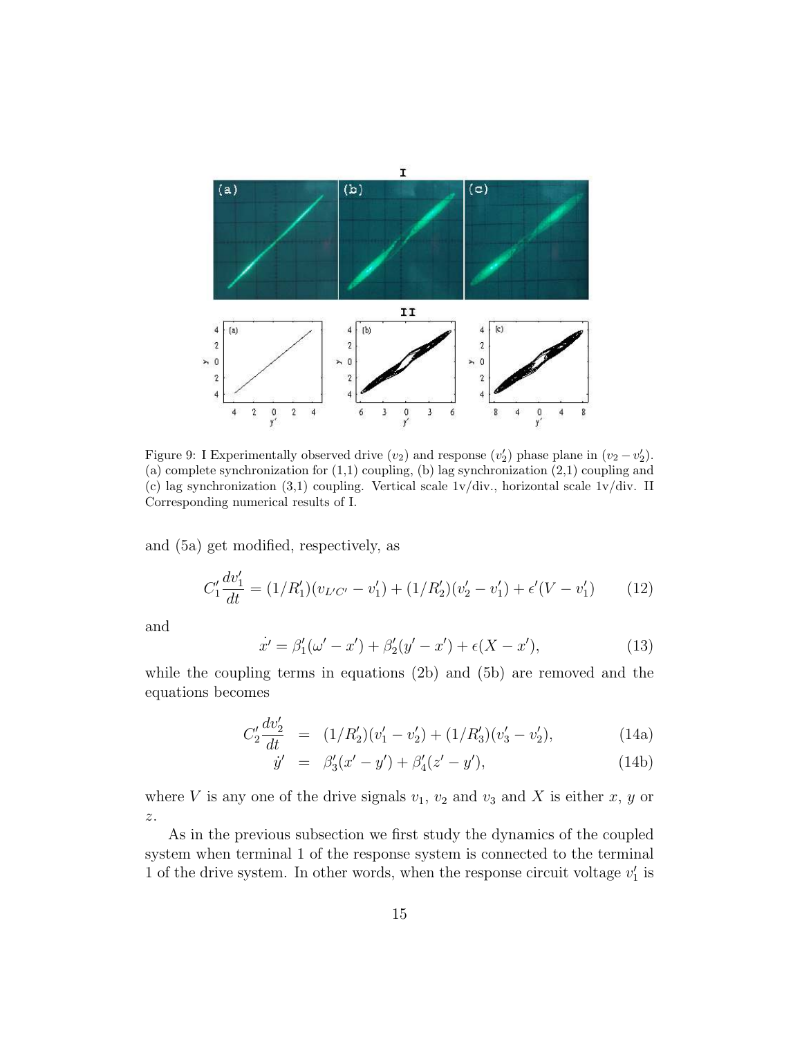Figure 9: I Experimentally observed drive ($v_2$) and response ($v_2'$) phase plane in ($v_2 - v_2'$). (a) complete synchronization for (1,1) coupling, (b) lag synchronization (2,1) coupling and (c) lag synchronization (3,1) coupling. Vertical scale 1v/div., horizontal scale 1v/div. II Corresponding numerical results of I.

and (5a) get modified, respectively, as

$$C_1' \frac{dv_1'}{dt} = (1/R_1')(v_{L'C'} - v_1') + (1/R_2')(v_2' - v_1') + \epsilon'(V - v_1') \tag{12}$$

and

$$\dot{x}' = \beta_1'(\omega' - x') + \beta_2'(y' - x') + \epsilon(X - x'), \tag{13}$$

while the coupling terms in equations (2b) and (5b) are removed and the equations becomes

$$C_2' \frac{dv_2'}{dt} = (1/R_2')(v_1' - v_2') + (1/R_3')(v_3' - v_2'), \tag{14a}$$

$$\dot{y}' = \beta_3'(x' - y') + \beta_4'(z' - y'), \tag{14b}$$

where $V$ is any one of the drive signals $v_1$, $v_2$ and $v_3$ and $X$ is either $x$, $y$ or $z$.

As in the previous subsection we first study the dynamics of the coupled system when terminal 1 of the response system is connected to the terminal 1 of the drive system. In other words, when the response circuit voltage $v_1'$ is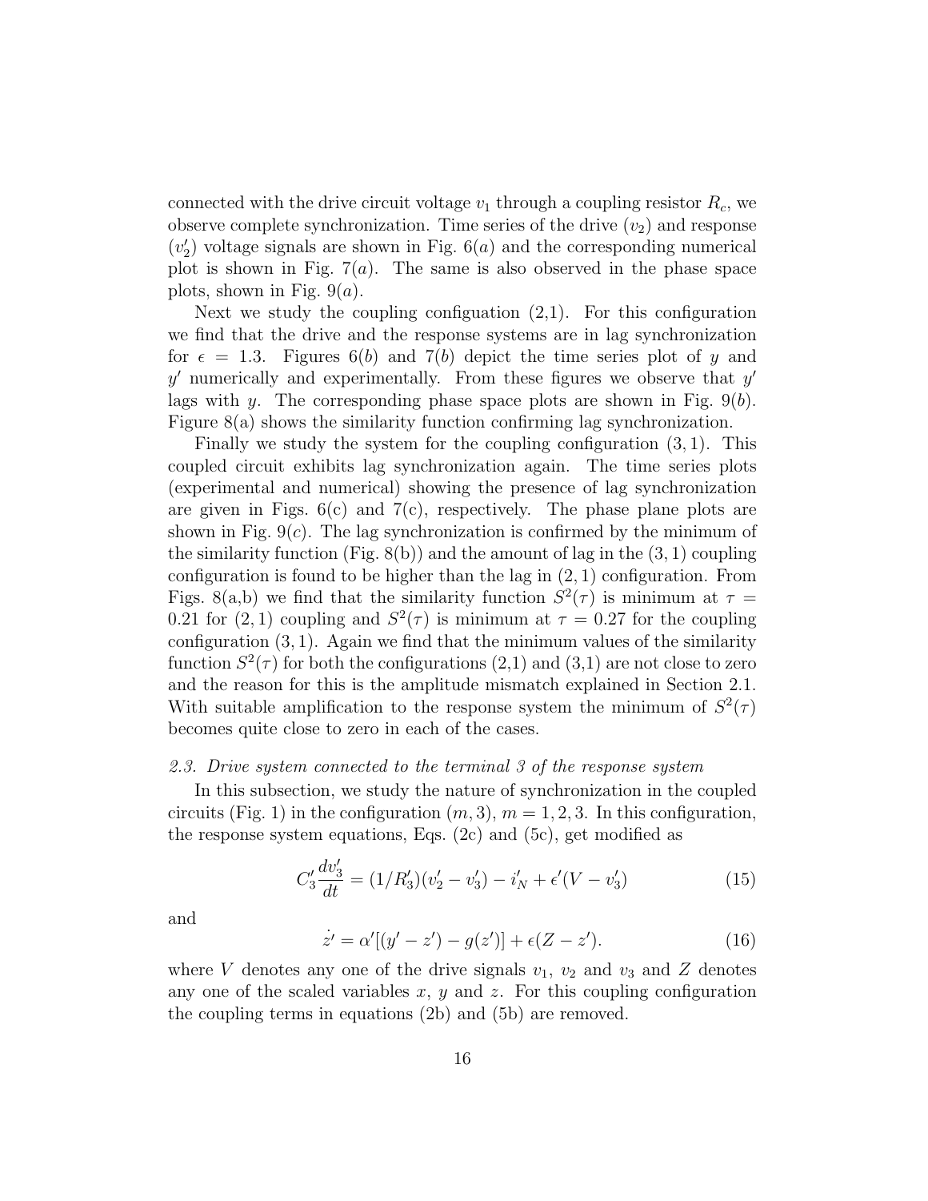connected with the drive circuit voltage $v_1$ through a coupling resistor $R_c$, we observe complete synchronization. Time series of the drive ($v_2$) and response ($v_2'$) voltage signals are shown in Fig. 6($a$) and the corresponding numerical plot is shown in Fig. 7($a$). The same is also observed in the phase space plots, shown in Fig. 9($a$).

Next we study the coupling configuation (2,1). For this configuration we find that the drive and the response systems are in lag synchronization for $\epsilon = 1.3$. Figures 6($b$) and 7($b$) depict the time series plot of $y$ and $y'$ numerically and experimentally. From these figures we observe that $y'$ lags with $y$. The corresponding phase space plots are shown in Fig. 9($b$). Figure 8(a) shows the similarity function confirming lag synchronization.

Finally we study the system for the coupling configuration $(3, 1)$. This coupled circuit exhibits lag synchronization again. The time series plots (experimental and numerical) showing the presence of lag synchronization are given in Figs. 6(c) and 7(c), respectively. The phase plane plots are shown in Fig. 9($c$). The lag synchronization is confirmed by the minimum of the similarity function (Fig. 8(b)) and the amount of lag in the $(3, 1)$ coupling configuration is found to be higher than the lag in $(2, 1)$ configuration. From Figs. 8(a,b) we find that the similarity function $S^2(\tau)$ is minimum at $\tau = 0.21$ for $(2, 1)$ coupling and $S^2(\tau)$ is minimum at $\tau = 0.27$ for the coupling configuration $(3, 1)$. Again we find that the minimum values of the similarity function $S^2(\tau)$ for both the configurations (2,1) and (3,1) are not close to zero and the reason for this is the amplitude mismatch explained in Section 2.1. With suitable amplification to the response system the minimum of $S^2(\tau)$ becomes quite close to zero in each of the cases.

### *2.3. Drive system connected to the terminal 3 of the response system*

In this subsection, we study the nature of synchronization in the coupled circuits (Fig. 1) in the configuration $(m, 3)$, $m = 1, 2, 3$. In this configuration, the response system equations, Eqs. (2c) and (5c), get modified as

$$C_3' \frac{dv_3'}{dt} = (1/R_3')(v_2' - v_3') - i_N' + \epsilon'(V - v_3') \tag{15}$$

and

$$\dot{z}' = \alpha'[(y' - z') - g(z')] + \epsilon(Z - z'). \tag{16}$$

where $V$ denotes any one of the drive signals $v_1$, $v_2$ and $v_3$ and $Z$ denotes any one of the scaled variables $x$, $y$ and $z$. For this coupling configuration the coupling terms in equations (2b) and (5b) are removed.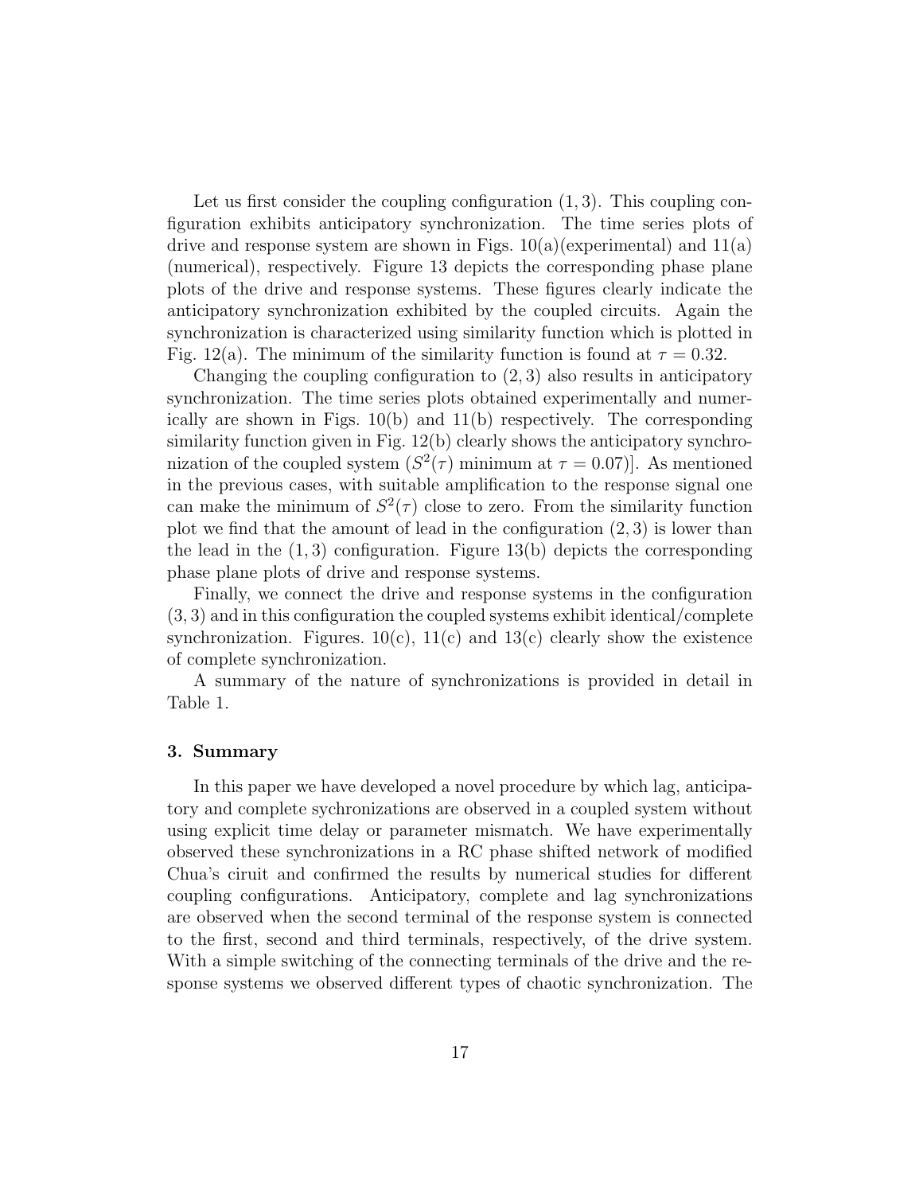Let us first consider the coupling configuration $(1, 3)$. This coupling configuration exhibits anticipatory synchronization. The time series plots of drive and response system are shown in Figs. 10(a)(experimental) and 11(a) (numerical), respectively. Figure 13 depicts the corresponding phase plane plots of the drive and response systems. These figures clearly indicate the anticipatory synchronization exhibited by the coupled circuits. Again the synchronization is characterized using similarity function which is plotted in Fig. 12(a). The minimum of the similarity function is found at $\tau = 0.32$.

Changing the coupling configuration to $(2, 3)$ also results in anticipatory synchronization. The time series plots obtained experimentally and numerically are shown in Figs. 10(b) and 11(b) respectively. The corresponding similarity function given in Fig. 12(b) clearly shows the anticipatory synchronization of the coupled system ($S^2(\tau)$ minimum at $\tau = 0.07$)]. As mentioned in the previous cases, with suitable amplification to the response signal one can make the minimum of $S^2(\tau)$ close to zero. From the similarity function plot we find that the amount of lead in the configuration $(2, 3)$ is lower than the lead in the $(1, 3)$ configuration. Figure 13(b) depicts the corresponding phase plane plots of drive and response systems.

Finally, we connect the drive and response systems in the configuration $(3, 3)$ and in this configuration the coupled systems exhibit identical/complete synchronization. Figures. 10(c), 11(c) and 13(c) clearly show the existence of complete synchronization.

A summary of the nature of synchronizations is provided in detail in Table 1.

## 3. Summary

In this paper we have developed a novel procedure by which lag, anticipatory and complete sychronizations are observed in a coupled system without using explicit time delay or parameter mismatch. We have experimentally observed these synchronizations in a RC phase shifted network of modified Chua's ciruit and confirmed the results by numerical studies for different coupling configurations. Anticipatory, complete and lag synchronizations are observed when the second terminal of the response system is connected to the first, second and third terminals, respectively, of the drive system. With a simple switching of the connecting terminals of the drive and the response systems we observed different types of chaotic synchronization. The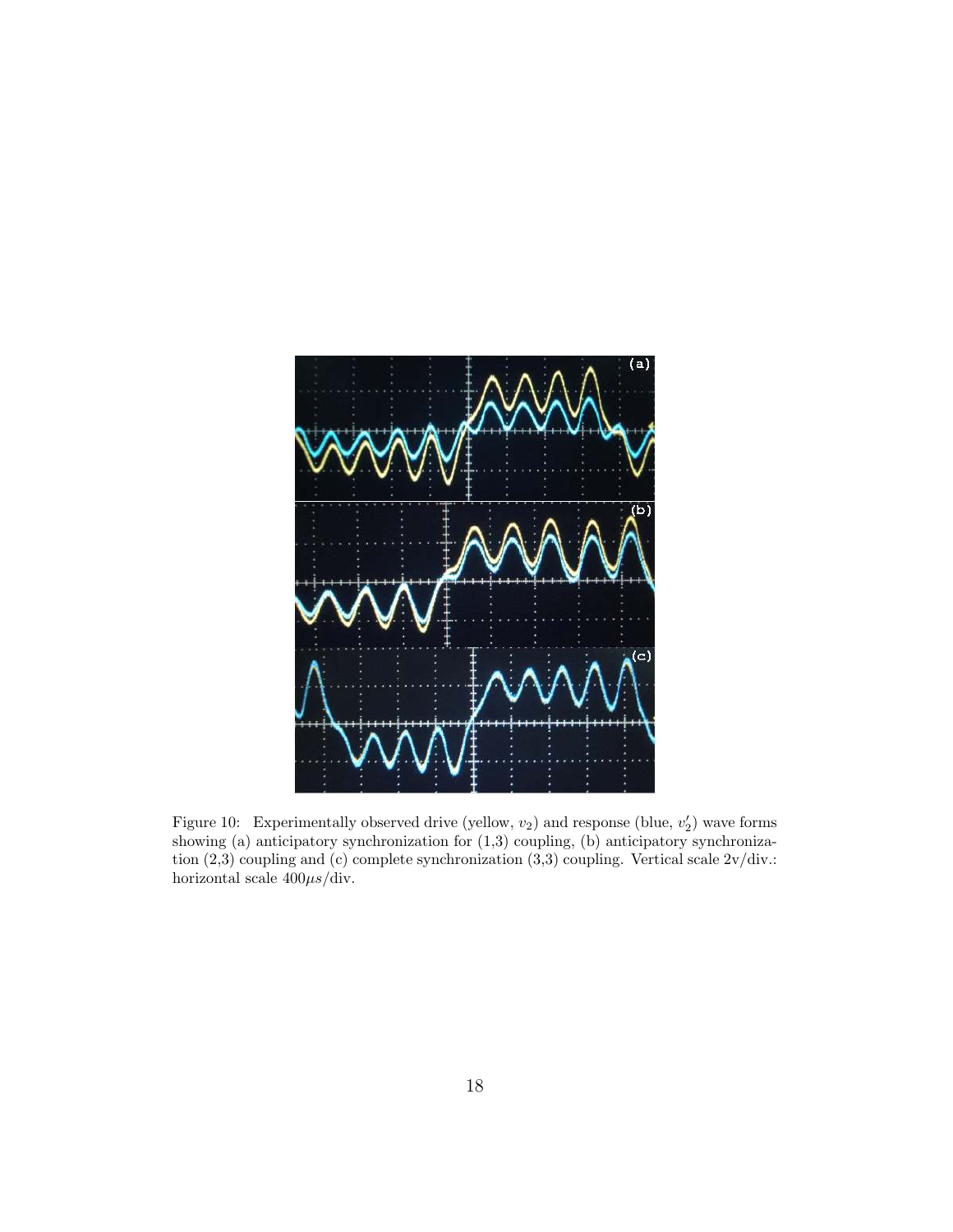Figure 10: Experimentally observed drive (yellow, $v_2$) and response (blue, $v_2'$) wave forms showing (a) anticipatory synchronization for (1,3) coupling, (b) anticipatory synchronization (2,3) coupling and (c) complete synchronization (3,3) coupling. Vertical scale 2v/div.: horizontal scale $400\mu s$/div.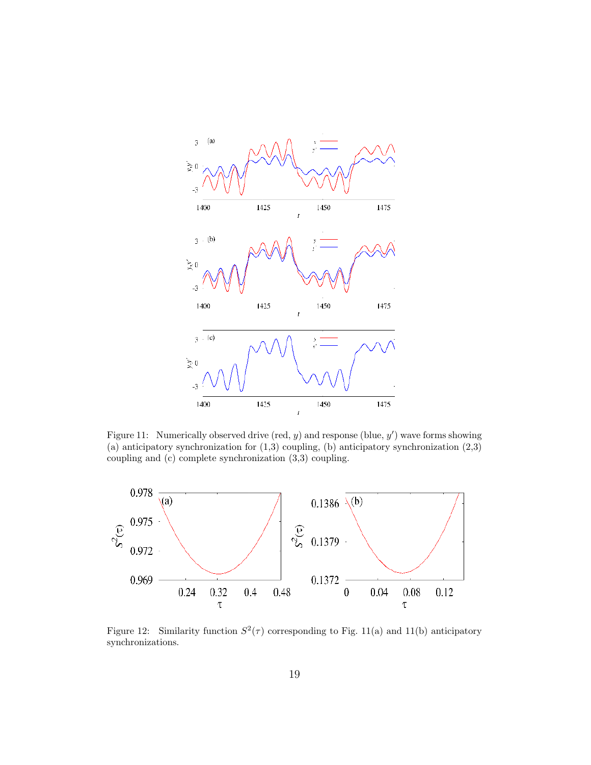Figure 11: Numerically observed drive (red, $y$) and response (blue, $y'$) wave forms showing (a) anticipatory synchronization for (1,3) coupling, (b) anticipatory synchronization (2,3) coupling and (c) complete synchronization (3,3) coupling.

Figure 12: Similarity function $S^2(\tau)$ corresponding to Fig. 11(a) and 11(b) anticipatory synchronizations.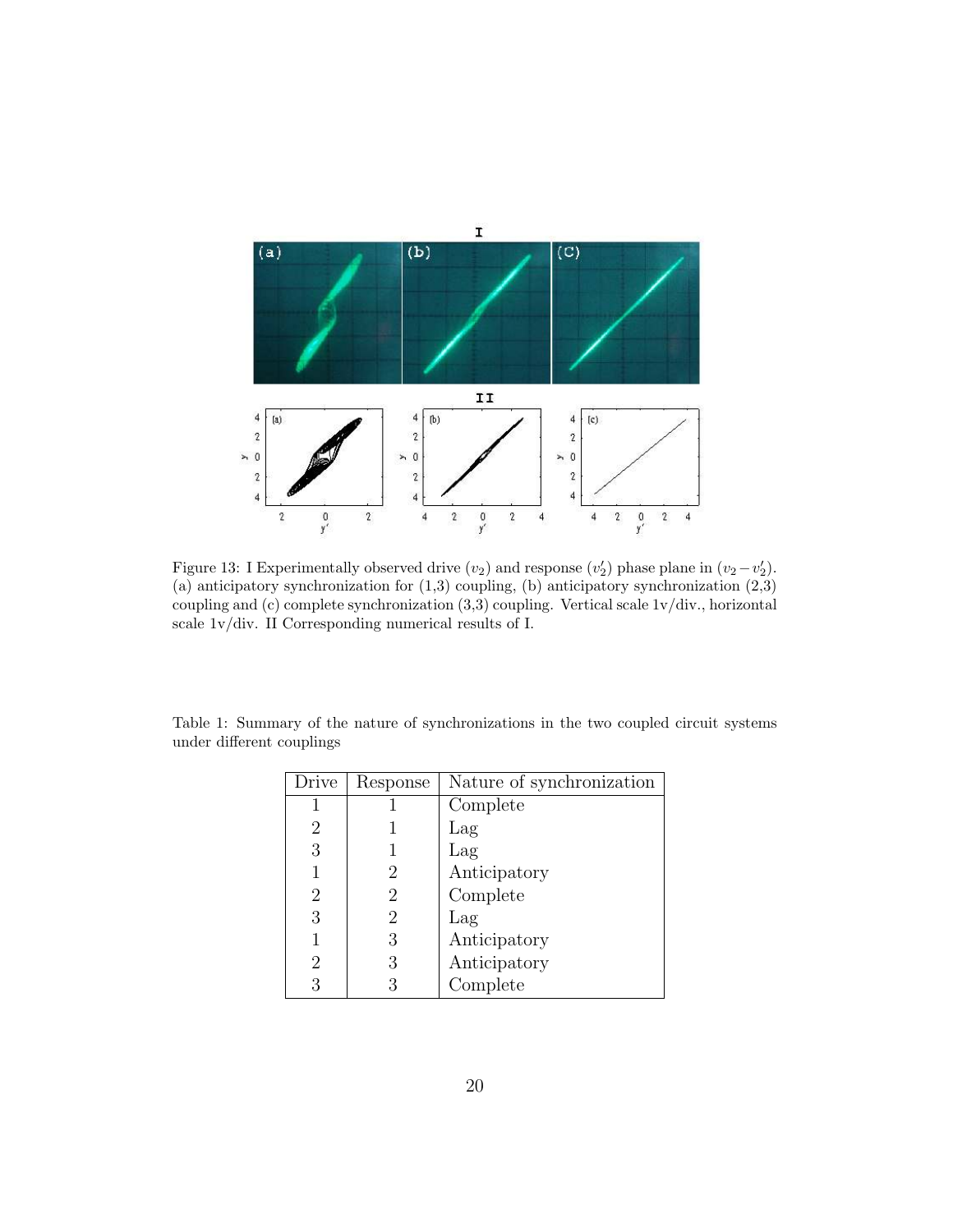Figure 13: I Experimentally observed drive ($v_2$) and response ($v_2'$) phase plane in ($v_2 - v_2'$). (a) anticipatory synchronization for (1,3) coupling, (b) anticipatory synchronization (2,3) coupling and (c) complete synchronization (3,3) coupling. Vertical scale 1v/div., horizontal scale 1v/div. II Corresponding numerical results of I.

Table 1: Summary of the nature of synchronizations in the two coupled circuit systems under different couplings

| Drive | Response | Nature of synchronization |
|---|---|---|
| 1 | 1 | Complete |
| 2 | 1 | Lag |
| 3 | 1 | Lag |
| 1 | 2 | Anticipatory |
| 2 | 2 | Complete |
| 3 | 2 | Lag |
| 1 | 3 | Anticipatory |
| 2 | 3 | Anticipatory |
| 3 | 3 | Complete |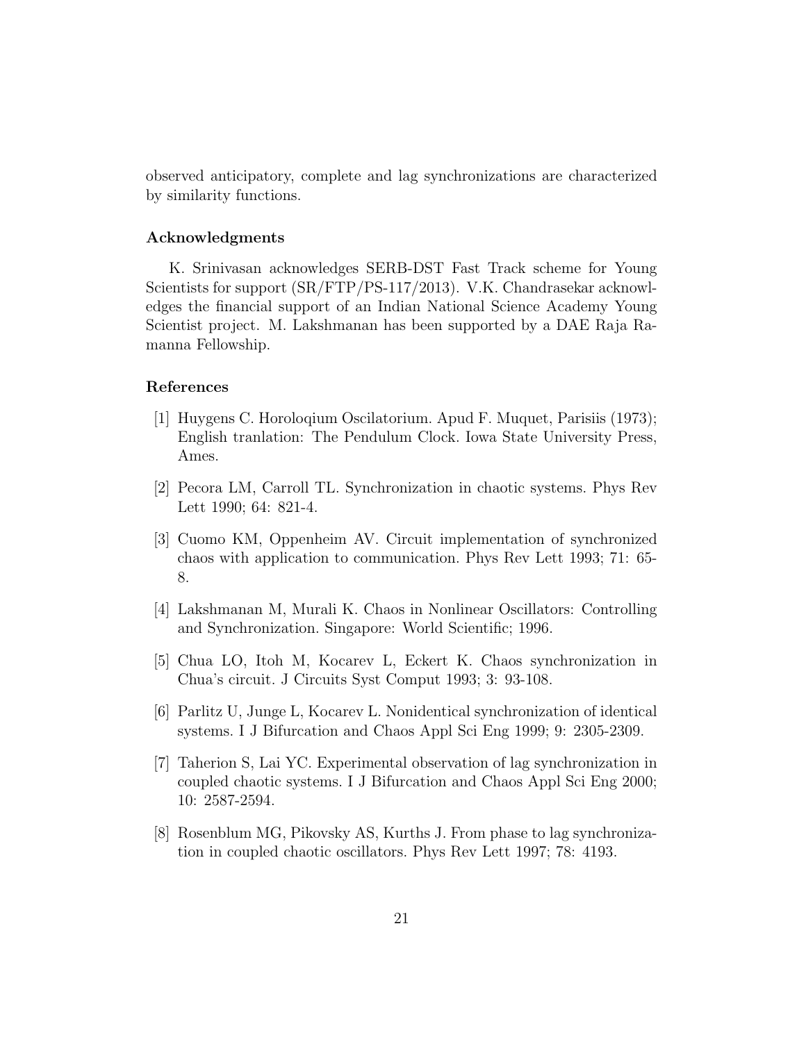observed anticipatory, complete and lag synchronizations are characterized by similarity functions.

### Acknowledgments

K. Srinivasan acknowledges SERB-DST Fast Track scheme for Young Scientists for support (SR/FTP/PS-117/2013). V.K. Chandrasekar acknowledges the financial support of an Indian National Science Academy Young Scientist project. M. Lakshmanan has been supported by a DAE Raja Ramanna Fellowship.

### References

[1] Huygens C. Horoloqium Oscilatorium. Apud F. Muquet, Parisiis (1973); English tranlation: The Pendulum Clock. Iowa State University Press, Ames.

[2] Pecora LM, Carroll TL. Synchronization in chaotic systems. Phys Rev Lett 1990; 64: 821-4.

[3] Cuomo KM, Oppenheim AV. Circuit implementation of synchronized chaos with application to communication. Phys Rev Lett 1993; 71: 65-8.

[4] Lakshmanan M, Murali K. Chaos in Nonlinear Oscillators: Controlling and Synchronization. Singapore: World Scientific; 1996.

[5] Chua LO, Itoh M, Kocarev L, Eckert K. Chaos synchronization in Chua's circuit. J Circuits Syst Comput 1993; 3: 93-108.

[6] Parlitz U, Junge L, Kocarev L. Nonidentical synchronization of identical systems. I J Bifurcation and Chaos Appl Sci Eng 1999; 9: 2305-2309.

[7] Taherion S, Lai YC. Experimental observation of lag synchronization in coupled chaotic systems. I J Bifurcation and Chaos Appl Sci Eng 2000; 10: 2587-2594.

[8] Rosenblum MG, Pikovsky AS, Kurths J. From phase to lag synchronization in coupled chaotic oscillators. Phys Rev Lett 1997; 78: 4193.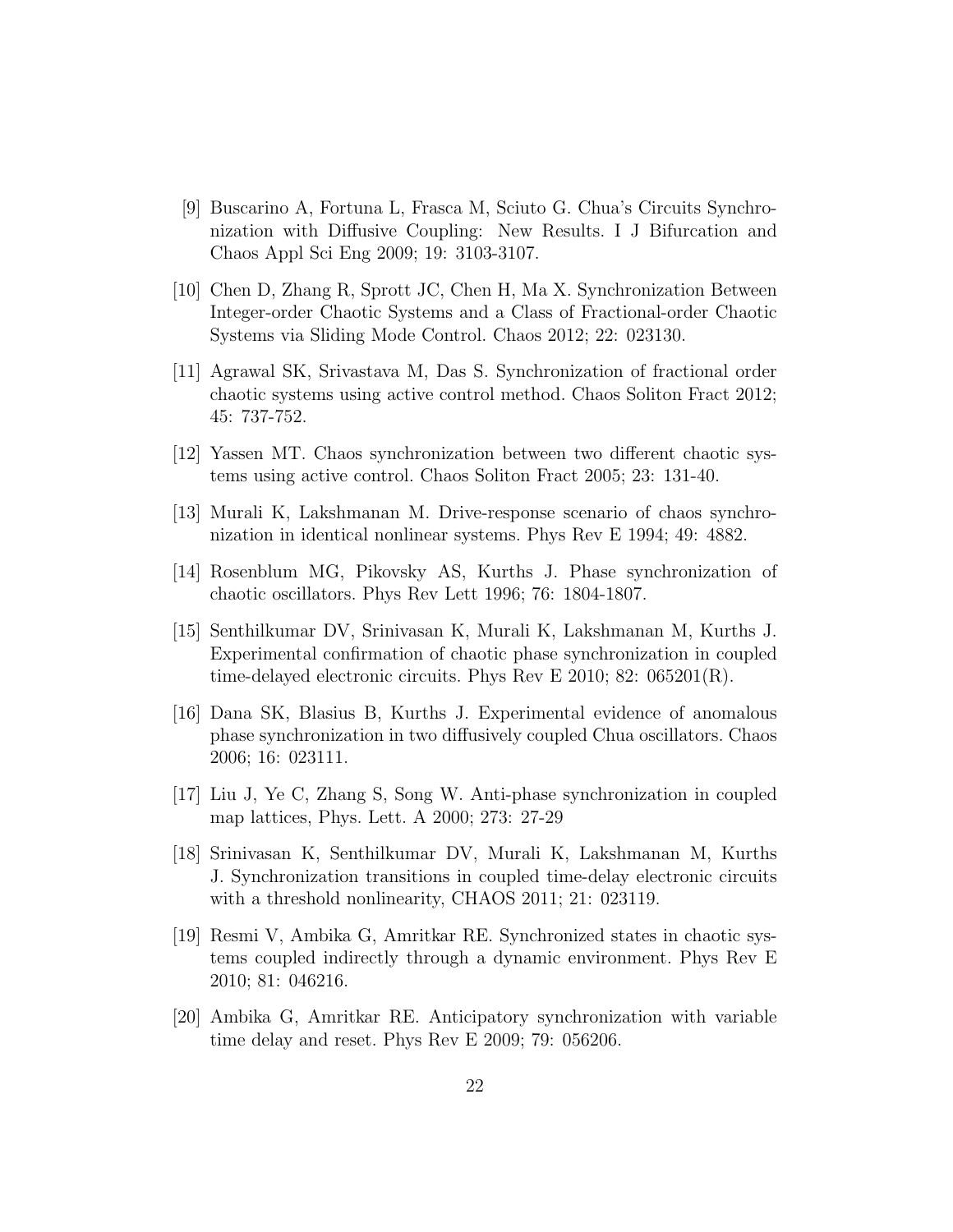[9] Buscarino A, Fortuna L, Frasca M, Sciuto G. Chua's Circuits Synchronization with Diffusive Coupling: New Results. I J Bifurcation and Chaos Appl Sci Eng 2009; 19: 3103-3107.

[10] Chen D, Zhang R, Sprott JC, Chen H, Ma X. Synchronization Between Integer-order Chaotic Systems and a Class of Fractional-order Chaotic Systems via Sliding Mode Control. Chaos 2012; 22: 023130.

[11] Agrawal SK, Srivastava M, Das S. Synchronization of fractional order chaotic systems using active control method. Chaos Soliton Fract 2012; 45: 737-752.

[12] Yassen MT. Chaos synchronization between two different chaotic systems using active control. Chaos Soliton Fract 2005; 23: 131-40.

[13] Murali K, Lakshmanan M. Drive-response scenario of chaos synchronization in identical nonlinear systems. Phys Rev E 1994; 49: 4882.

[14] Rosenblum MG, Pikovsky AS, Kurths J. Phase synchronization of chaotic oscillators. Phys Rev Lett 1996; 76: 1804-1807.

[15] Senthilkumar DV, Srinivasan K, Murali K, Lakshmanan M, Kurths J. Experimental confirmation of chaotic phase synchronization in coupled time-delayed electronic circuits. Phys Rev E 2010; 82: 065201(R).

[16] Dana SK, Blasius B, Kurths J. Experimental evidence of anomalous phase synchronization in two diffusively coupled Chua oscillators. Chaos 2006; 16: 023111.

[17] Liu J, Ye C, Zhang S, Song W. Anti-phase synchronization in coupled map lattices, Phys. Lett. A 2000; 273: 27-29

[18] Srinivasan K, Senthilkumar DV, Murali K, Lakshmanan M, Kurths J. Synchronization transitions in coupled time-delay electronic circuits with a threshold nonlinearity, CHAOS 2011; 21: 023119.

[19] Resmi V, Ambika G, Amritkar RE. Synchronized states in chaotic systems coupled indirectly through a dynamic environment. Phys Rev E 2010; 81: 046216.

[20] Ambika G, Amritkar RE. Anticipatory synchronization with variable time delay and reset. Phys Rev E 2009; 79: 056206.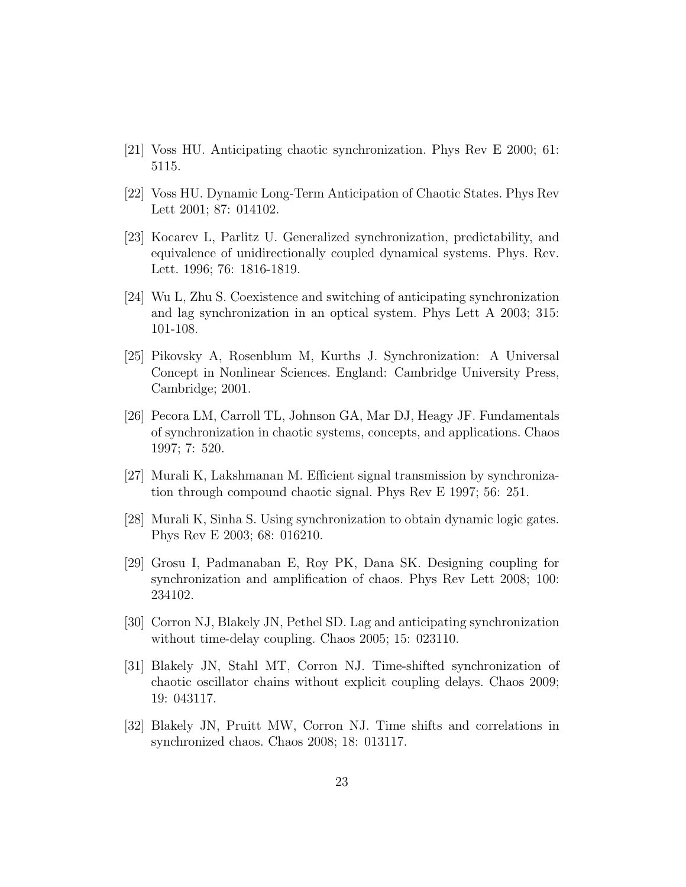[21] Voss HU. Anticipating chaotic synchronization. Phys Rev E 2000; 61: 5115.

[22] Voss HU. Dynamic Long-Term Anticipation of Chaotic States. Phys Rev Lett 2001; 87: 014102.

[23] Kocarev L, Parlitz U. Generalized synchronization, predictability, and equivalence of unidirectionally coupled dynamical systems. Phys. Rev. Lett. 1996; 76: 1816-1819.

[24] Wu L, Zhu S. Coexistence and switching of anticipating synchronization and lag synchronization in an optical system. Phys Lett A 2003; 315: 101-108.

[25] Pikovsky A, Rosenblum M, Kurths J. Synchronization: A Universal Concept in Nonlinear Sciences. England: Cambridge University Press, Cambridge; 2001.

[26] Pecora LM, Carroll TL, Johnson GA, Mar DJ, Heagy JF. Fundamentals of synchronization in chaotic systems, concepts, and applications. Chaos 1997; 7: 520.

[27] Murali K, Lakshmanan M. Efficient signal transmission by synchronization through compound chaotic signal. Phys Rev E 1997; 56: 251.

[28] Murali K, Sinha S. Using synchronization to obtain dynamic logic gates. Phys Rev E 2003; 68: 016210.

[29] Grosu I, Padmanaban E, Roy PK, Dana SK. Designing coupling for synchronization and amplification of chaos. Phys Rev Lett 2008; 100: 234102.

[30] Corron NJ, Blakely JN, Pethel SD. Lag and anticipating synchronization without time-delay coupling. Chaos 2005; 15: 023110.

[31] Blakely JN, Stahl MT, Corron NJ. Time-shifted synchronization of chaotic oscillator chains without explicit coupling delays. Chaos 2009; 19: 043117.

[32] Blakely JN, Pruitt MW, Corron NJ. Time shifts and correlations in synchronized chaos. Chaos 2008; 18: 013117.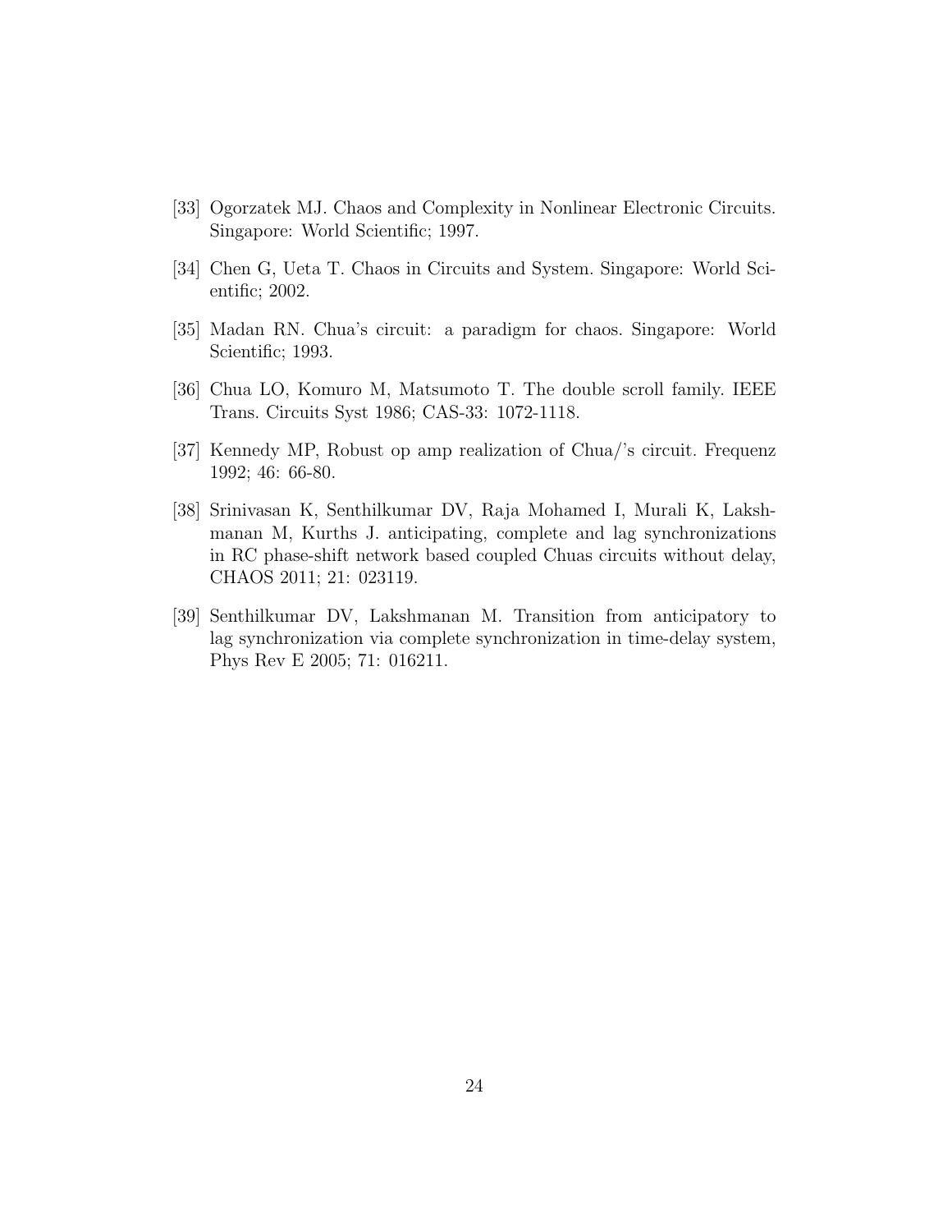[33] Ogorzatek MJ. Chaos and Complexity in Nonlinear Electronic Circuits. Singapore: World Scientific; 1997.

[34] Chen G, Ueta T. Chaos in Circuits and System. Singapore: World Scientific; 2002.

[35] Madan RN. Chua's circuit: a paradigm for chaos. Singapore: World Scientific; 1993.

[36] Chua LO, Komuro M, Matsumoto T. The double scroll family. IEEE Trans. Circuits Syst 1986; CAS-33: 1072-1118.

[37] Kennedy MP, Robust op amp realization of Chua/'s circuit. Frequenz 1992; 46: 66-80.

[38] Srinivasan K, Senthilkumar DV, Raja Mohamed I, Murali K, Lakshmanan M, Kurths J. anticipating, complete and lag synchronizations in RC phase-shift network based coupled Chuas circuits without delay, CHAOS 2011; 21: 023119.

[39] Senthilkumar DV, Lakshmanan M. Transition from anticipatory to lag synchronization via complete synchronization in time-delay system, Phys Rev E 2005; 71: 016211.